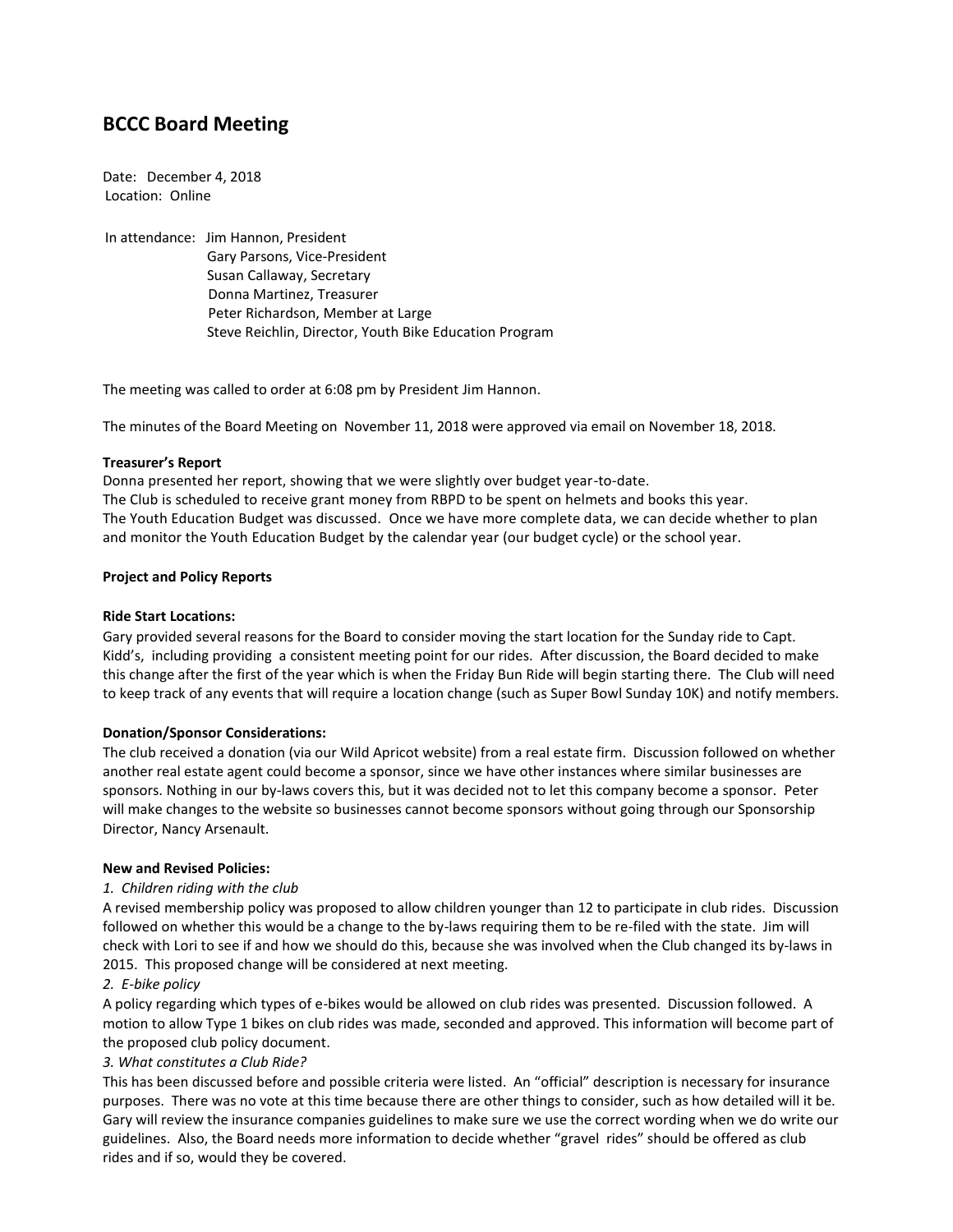# BCCC Board Meeting

Date: December 4, 2018
Location: Online

In attendance: Jim Hannon, President
Gary Parsons, Vice-President
Susan Callaway, Secretary
Donna Martinez, Treasurer
Peter Richardson, Member at Large
Steve Reichlin, Director, Youth Bike Education Program

The meeting was called to order at 6:08 pm by President Jim Hannon.

The minutes of the Board Meeting on November 11, 2018 were approved via email on November 18, 2018.

**Treasurer's Report**

Donna presented her report, showing that we were slightly over budget year-to-date.
The Club is scheduled to receive grant money from RBPD to be spent on helmets and books this year.
The Youth Education Budget was discussed. Once we have more complete data, we can decide whether to plan and monitor the Youth Education Budget by the calendar year (our budget cycle) or the school year.

**Project and Policy Reports**

**Ride Start Locations:**

Gary provided several reasons for the Board to consider moving the start location for the Sunday ride to Capt. Kidd's, including providing a consistent meeting point for our rides. After discussion, the Board decided to make this change after the first of the year which is when the Friday Bun Ride will begin starting there. The Club will need to keep track of any events that will require a location change (such as Super Bowl Sunday 10K) and notify members.

**Donation/Sponsor Considerations:**

The club received a donation (via our Wild Apricot website) from a real estate firm. Discussion followed on whether another real estate agent could become a sponsor, since we have other instances where similar businesses are sponsors. Nothing in our by-laws covers this, but it was decided not to let this company become a sponsor. Peter will make changes to the website so businesses cannot become sponsors without going through our Sponsorship Director, Nancy Arsenault.

**New and Revised Policies:**

*1. Children riding with the club*

A revised membership policy was proposed to allow children younger than 12 to participate in club rides. Discussion followed on whether this would be a change to the by-laws requiring them to be re-filed with the state. Jim will check with Lori to see if and how we should do this, because she was involved when the Club changed its by-laws in 2015. This proposed change will be considered at next meeting.

*2. E-bike policy*

A policy regarding which types of e-bikes would be allowed on club rides was presented. Discussion followed. A motion to allow Type 1 bikes on club rides was made, seconded and approved. This information will become part of the proposed club policy document.

*3. What constitutes a Club Ride?*

This has been discussed before and possible criteria were listed. An "official" description is necessary for insurance purposes. There was no vote at this time because there are other things to consider, such as how detailed will it be. Gary will review the insurance companies guidelines to make sure we use the correct wording when we do write our guidelines. Also, the Board needs more information to decide whether "gravel rides" should be offered as club rides and if so, would they be covered.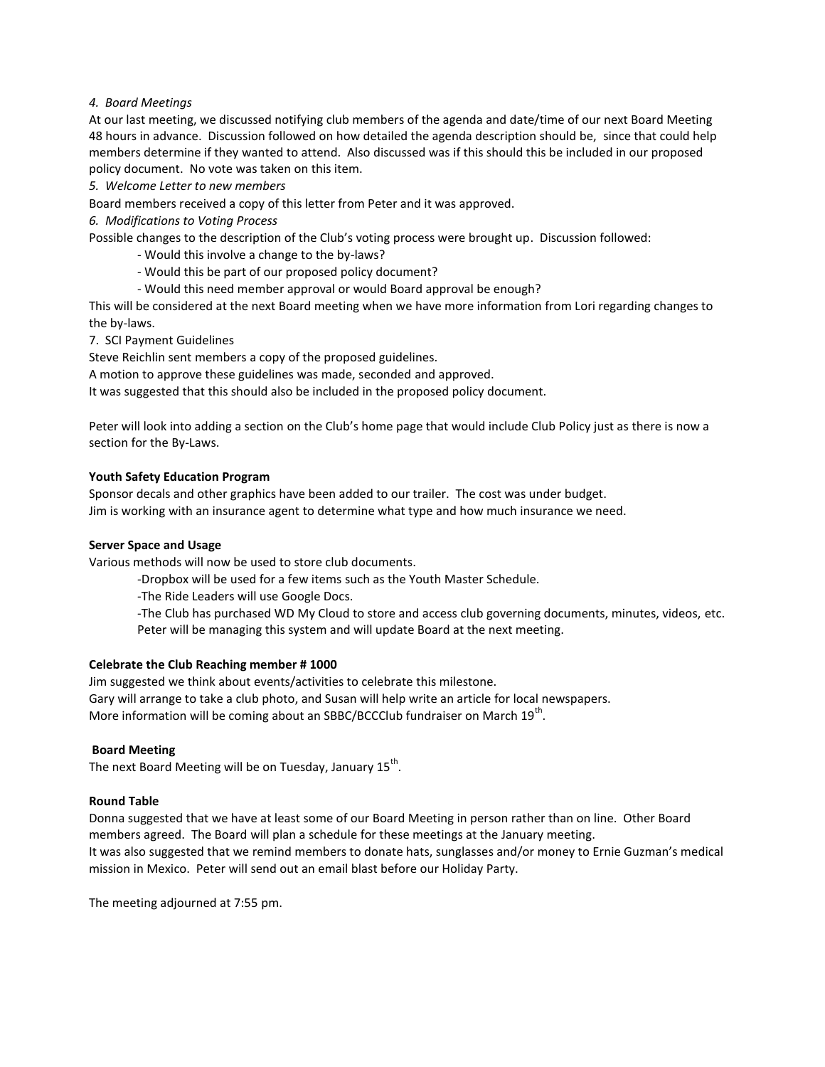*4. Board Meetings*

At our last meeting, we discussed notifying club members of the agenda and date/time of our next Board Meeting 48 hours in advance. Discussion followed on how detailed the agenda description should be, since that could help members determine if they wanted to attend. Also discussed was if this should this be included in our proposed policy document. No vote was taken on this item.

*5. Welcome Letter to new members*

Board members received a copy of this letter from Peter and it was approved.

*6. Modifications to Voting Process*

Possible changes to the description of the Club's voting process were brought up. Discussion followed:

- Would this involve a change to the by-laws?
- Would this be part of our proposed policy document?
- Would this need member approval or would Board approval be enough?

This will be considered at the next Board meeting when we have more information from Lori regarding changes to the by-laws.

7. SCI Payment Guidelines

Steve Reichlin sent members a copy of the proposed guidelines.

A motion to approve these guidelines was made, seconded and approved.

It was suggested that this should also be included in the proposed policy document.

Peter will look into adding a section on the Club's home page that would include Club Policy just as there is now a section for the By-Laws.

**Youth Safety Education Program**

Sponsor decals and other graphics have been added to our trailer. The cost was under budget.

Jim is working with an insurance agent to determine what type and how much insurance we need.

**Server Space and Usage**

Various methods will now be used to store club documents.

- Dropbox will be used for a few items such as the Youth Master Schedule.
- The Ride Leaders will use Google Docs.
- The Club has purchased WD My Cloud to store and access club governing documents, minutes, videos, etc. Peter will be managing this system and will update Board at the next meeting.

**Celebrate the Club Reaching member # 1000**

Jim suggested we think about events/activities to celebrate this milestone.

Gary will arrange to take a club photo, and Susan will help write an article for local newspapers.

More information will be coming about an SBBC/BCCClub fundraiser on March 19th.

**Board Meeting**

The next Board Meeting will be on Tuesday, January 15th.

**Round Table**

Donna suggested that we have at least some of our Board Meeting in person rather than on line. Other Board members agreed. The Board will plan a schedule for these meetings at the January meeting.

It was also suggested that we remind members to donate hats, sunglasses and/or money to Ernie Guzman's medical mission in Mexico. Peter will send out an email blast before our Holiday Party.

The meeting adjourned at 7:55 pm.